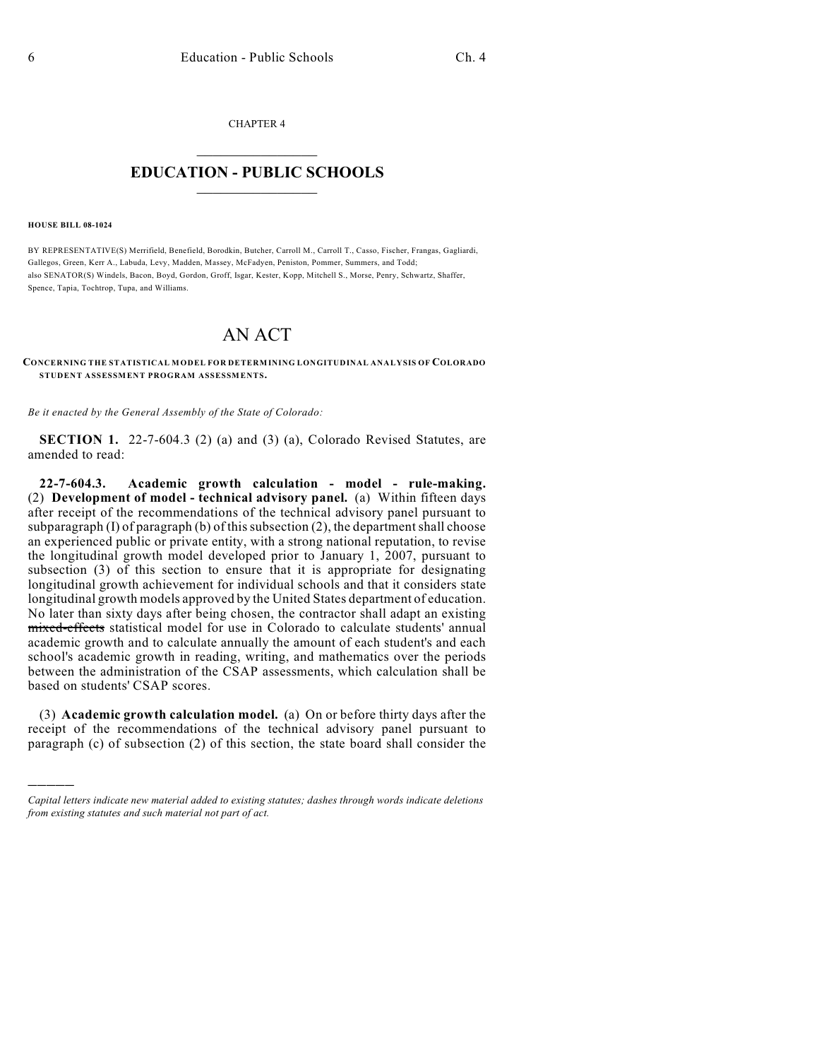CHAPTER 4

# EDUCATION - PUBLIC SCHOOLS

**HOUSE BILL 08-1024**

BY REPRESENTATIVE(S) Merrifield, Benefield, Borodkin, Butcher, Carroll M., Carroll T., Casso, Fischer, Frangas, Gagliardi, Gallegos, Green, Kerr A., Labuda, Levy, Madden, Massey, McFadyen, Peniston, Pommer, Summers, and Todd; also SENATOR(S) Windels, Bacon, Boyd, Gordon, Groff, Isgar, Kester, Kopp, Mitchell S., Morse, Penry, Schwartz, Shaffer, Spence, Tapia, Tochtrop, Tupa, and Williams.

# AN ACT

**CONCERNING THE STATISTICAL MODEL FOR DETERMINING LONGITUDINAL ANALYSIS OF COLORADO STUDENT ASSESSMENT PROGRAM ASSESSMENTS.**

*Be it enacted by the General Assembly of the State of Colorado:*

**SECTION 1.** 22-7-604.3 (2) (a) and (3) (a), Colorado Revised Statutes, are amended to read:

**22-7-604.3. Academic growth calculation - model - rule-making.** (2) **Development of model - technical advisory panel.** (a) Within fifteen days after receipt of the recommendations of the technical advisory panel pursuant to subparagraph (I) of paragraph (b) of this subsection (2), the department shall choose an experienced public or private entity, with a strong national reputation, to revise the longitudinal growth model developed prior to January 1, 2007, pursuant to subsection (3) of this section to ensure that it is appropriate for designating longitudinal growth achievement for individual schools and that it considers state longitudinal growth models approved by the United States department of education. No later than sixty days after being chosen, the contractor shall adapt an existing ~~mixed-effects~~ statistical model for use in Colorado to calculate students' annual academic growth and to calculate annually the amount of each student's and each school's academic growth in reading, writing, and mathematics over the periods between the administration of the CSAP assessments, which calculation shall be based on students' CSAP scores.

(3) **Academic growth calculation model.** (a) On or before thirty days after the receipt of the recommendations of the technical advisory panel pursuant to paragraph (c) of subsection (2) of this section, the state board shall consider the

---

*Capital letters indicate new material added to existing statutes; dashes through words indicate deletions from existing statutes and such material not part of act.*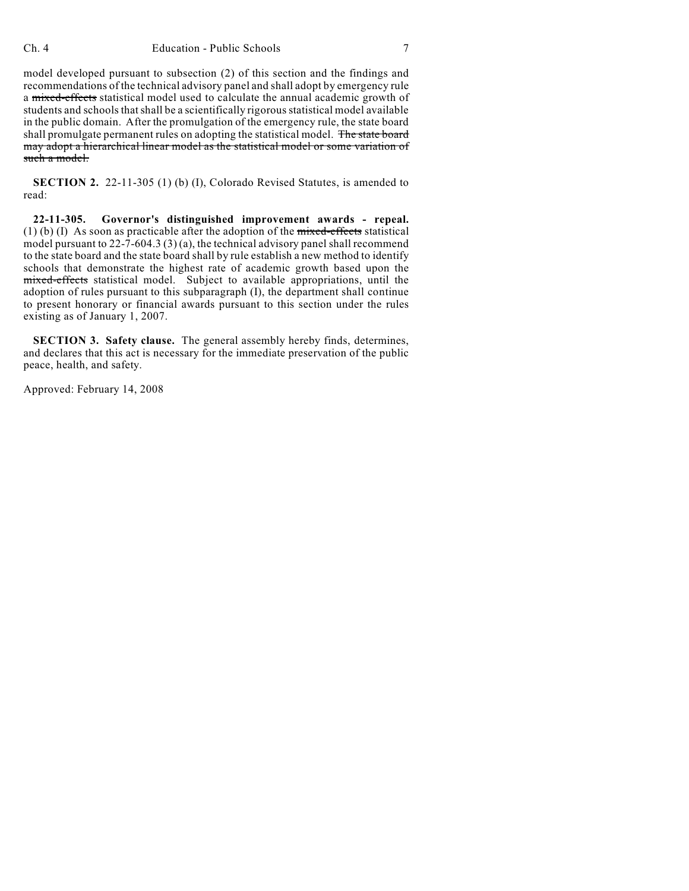model developed pursuant to subsection (2) of this section and the findings and recommendations of the technical advisory panel and shall adopt by emergency rule a ~~mixed-effects~~ statistical model used to calculate the annual academic growth of students and schools that shall be a scientifically rigorous statistical model available in the public domain. After the promulgation of the emergency rule, the state board shall promulgate permanent rules on adopting the statistical model. ~~The state board may adopt a hierarchical linear model as the statistical model or some variation of such a model.~~

**SECTION 2.** 22-11-305 (1) (b) (I), Colorado Revised Statutes, is amended to read:

**22-11-305. Governor's distinguished improvement awards - repeal.** (1) (b) (I) As soon as practicable after the adoption of the ~~mixed-effects~~ statistical model pursuant to 22-7-604.3 (3) (a), the technical advisory panel shall recommend to the state board and the state board shall by rule establish a new method to identify schools that demonstrate the highest rate of academic growth based upon the ~~mixed-effects~~ statistical model. Subject to available appropriations, until the adoption of rules pursuant to this subparagraph (I), the department shall continue to present honorary or financial awards pursuant to this section under the rules existing as of January 1, 2007.

**SECTION 3. Safety clause.** The general assembly hereby finds, determines, and declares that this act is necessary for the immediate preservation of the public peace, health, and safety.

Approved: February 14, 2008